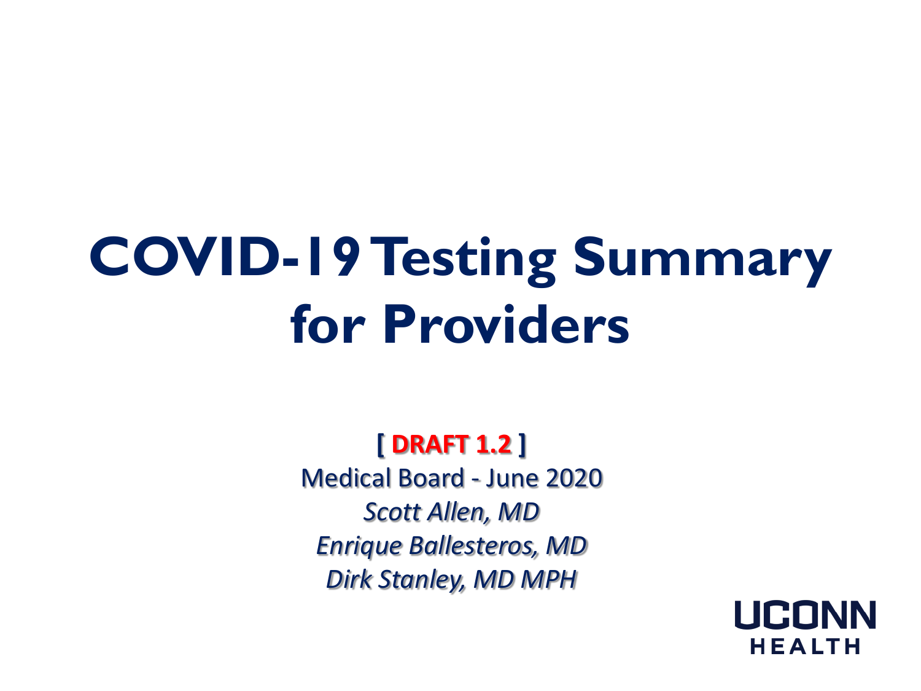# COVID-19 Testing Summary for Providers

**[ DRAFT 1.2 ]**

Medical Board - June 2020

*Scott Allen, MD*

*Enrique Ballesteros, MD*

*Dirk Stanley, MD MPH*

UCONN HEALTH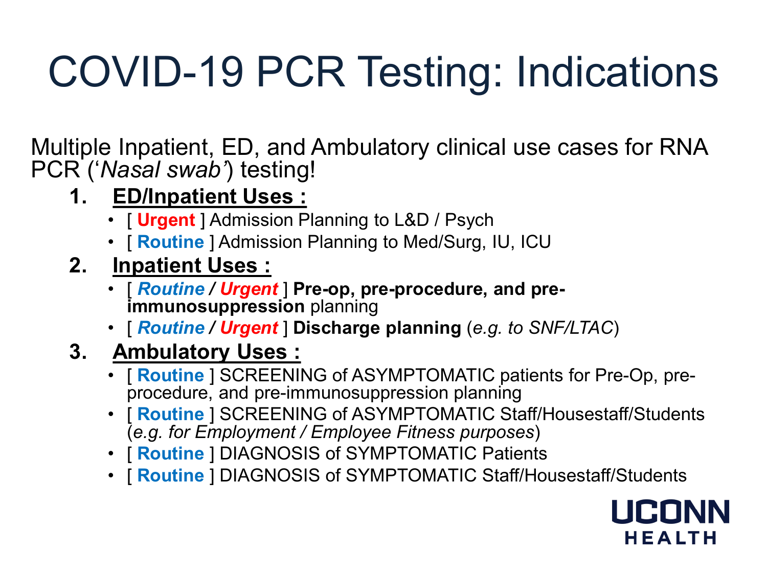# COVID-19 PCR Testing: Indications

Multiple Inpatient, ED, and Ambulatory clinical use cases for RNA PCR (‘*Nasal swab*’) testing!

1. **ED/Inpatient Uses :**
   - [ **Urgent** ] Admission Planning to L&D / Psych
   - [ **Routine** ] Admission Planning to Med/Surg, IU, ICU
2. **Inpatient Uses :**
   - [ ***Routine*** / ***Urgent*** ] **Pre-op, pre-procedure, and pre-immunosuppression** planning
   - [ ***Routine*** / ***Urgent*** ] **Discharge planning** (*e.g. to SNF/LTAC*)
3. **Ambulatory Uses :**
   - [ **Routine** ] SCREENING of ASYMPTOMATIC patients for Pre-Op, pre-procedure, and pre-immunosuppression planning
   - [ **Routine** ] SCREENING of ASYMPTOMATIC Staff/Housestaff/Students (*e.g. for Employment / Employee Fitness purposes*)
   - [ **Routine** ] DIAGNOSIS of SYMPTOMATIC Patients
   - [ **Routine** ] DIAGNOSIS of SYMPTOMATIC Staff/Housestaff/Students

UCONN HEALTH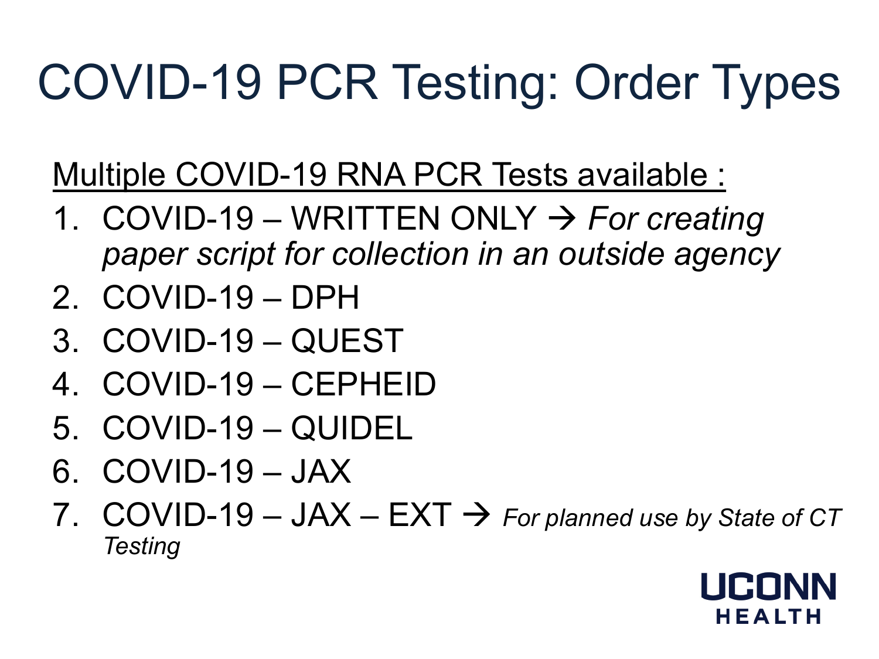# COVID-19 PCR Testing: Order Types

<u>Multiple COVID-19 RNA PCR Tests available :</u>

1. COVID-19 – WRITTEN ONLY → *For creating paper script for collection in an outside agency*
2. COVID-19 – DPH
3. COVID-19 – QUEST
4. COVID-19 – CEPHEID
5. COVID-19 – QUIDEL
6. COVID-19 – JAX
7. COVID-19 – JAX – EXT → *For planned use by State of CT Testing*

UCONN HEALTH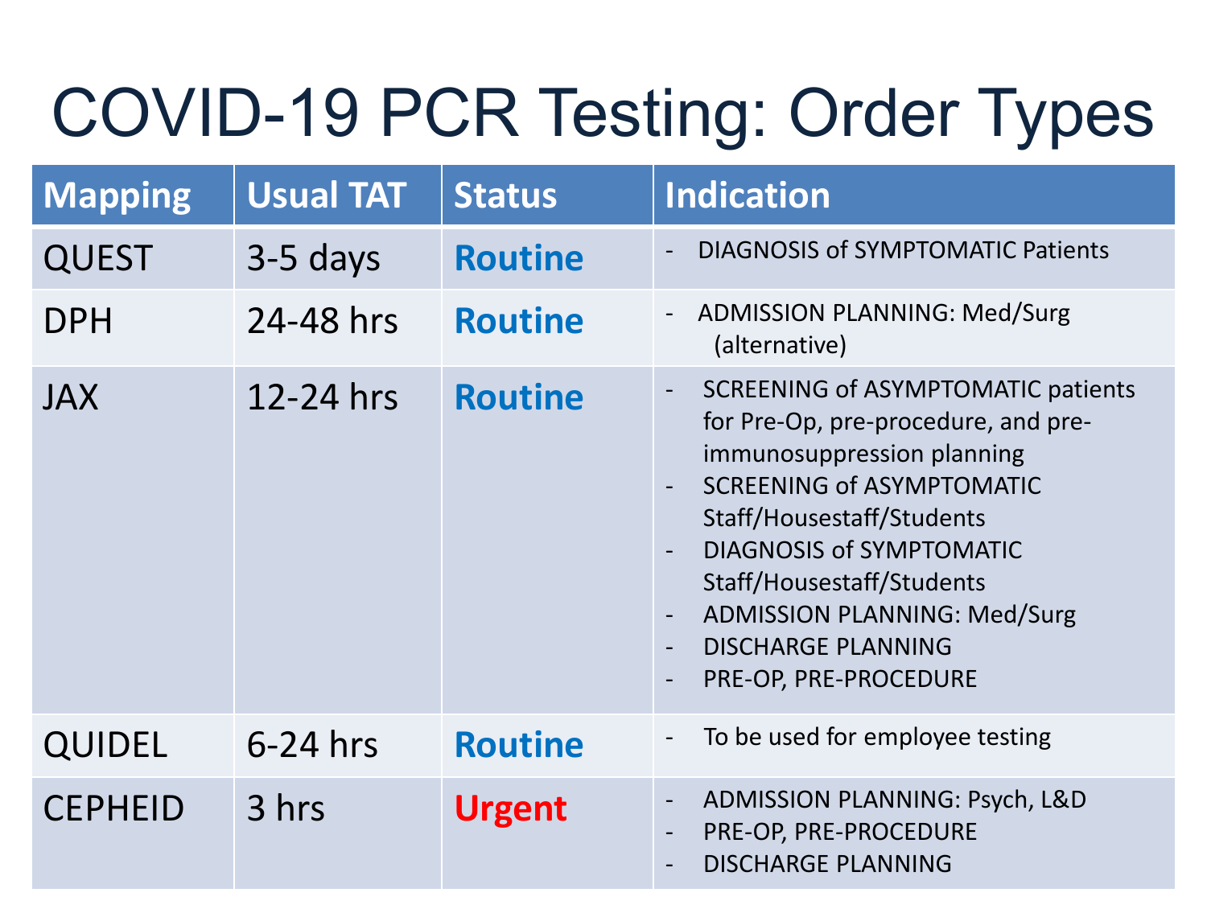# COVID-19 PCR Testing: Order Types

| Mapping | Usual TAT | Status | Indication |
|---|---|---|---|
| QUEST | 3-5 days | **Routine** | - DIAGNOSIS of SYMPTOMATIC Patients |
| DPH | 24-48 hrs | **Routine** | - ADMISSION PLANNING: Med/Surg (alternative) |
| JAX | 12-24 hrs | **Routine** | - SCREENING of ASYMPTOMATIC patients for Pre-Op, pre-procedure, and pre-immunosuppression planning<br>- SCREENING of ASYMPTOMATIC Staff/Housestaff/Students<br>- DIAGNOSIS of SYMPTOMATIC Staff/Housestaff/Students<br>- ADMISSION PLANNING: Med/Surg<br>- DISCHARGE PLANNING<br>- PRE-OP, PRE-PROCEDURE |
| QUIDEL | 6-24 hrs | **Routine** | - To be used for employee testing |
| CEPHEID | 3 hrs | **Urgent** | - ADMISSION PLANNING: Psych, L&D<br>- PRE-OP, PRE-PROCEDURE<br>- DISCHARGE PLANNING |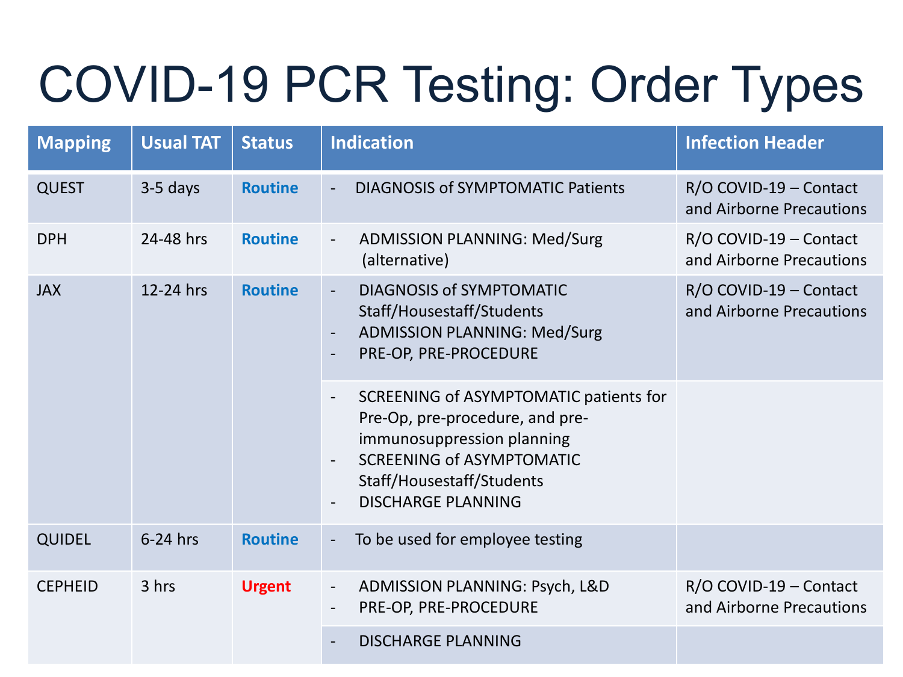# COVID-19 PCR Testing: Order Types

| Mapping | Usual TAT | Status | Indication | Infection Header |
|---|---|---|---|---|
| QUEST | 3-5 days | **Routine** | - DIAGNOSIS of SYMPTOMATIC Patients | R/O COVID-19 – Contact and Airborne Precautions |
| DPH | 24-48 hrs | **Routine** | - ADMISSION PLANNING: Med/Surg (alternative) | R/O COVID-19 – Contact and Airborne Precautions |
| JAX | 12-24 hrs | **Routine** | - DIAGNOSIS of SYMPTOMATIC Staff/Housestaff/Students<br>- ADMISSION PLANNING: Med/Surg<br>- PRE-OP, PRE-PROCEDURE | R/O COVID-19 – Contact and Airborne Precautions |
| | | | - SCREENING of ASYMPTOMATIC patients for Pre-Op, pre-procedure, and pre-immunosuppression planning<br>- SCREENING of ASYMPTOMATIC Staff/Housestaff/Students<br>- DISCHARGE PLANNING | |
| QUIDEL | 6-24 hrs | **Routine** | - To be used for employee testing | |
| CEPHEID | 3 hrs | **Urgent** | - ADMISSION PLANNING: Psych, L&D<br>- PRE-OP, PRE-PROCEDURE | R/O COVID-19 – Contact and Airborne Precautions |
| | | | - DISCHARGE PLANNING | |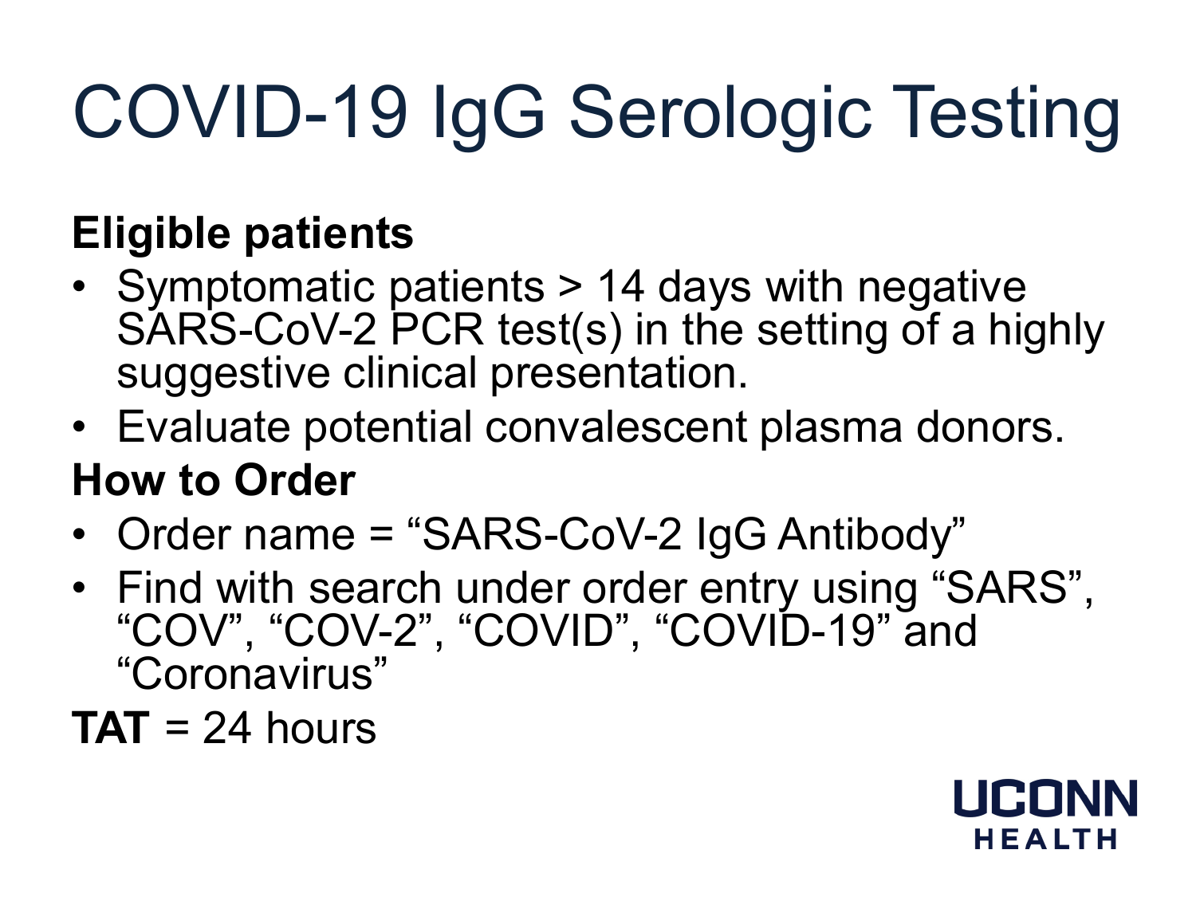# COVID-19 IgG Serologic Testing

**Eligible patients**

- Symptomatic patients > 14 days with negative SARS-CoV-2 PCR test(s) in the setting of a highly suggestive clinical presentation.
- Evaluate potential convalescent plasma donors.

**How to Order**

- Order name = “SARS-CoV-2 IgG Antibody”
- Find with search under order entry using “SARS”, “COV”, “COV-2”, “COVID”, “COVID-19” and “Coronavirus”

**TAT** = 24 hours

UCONN HEALTH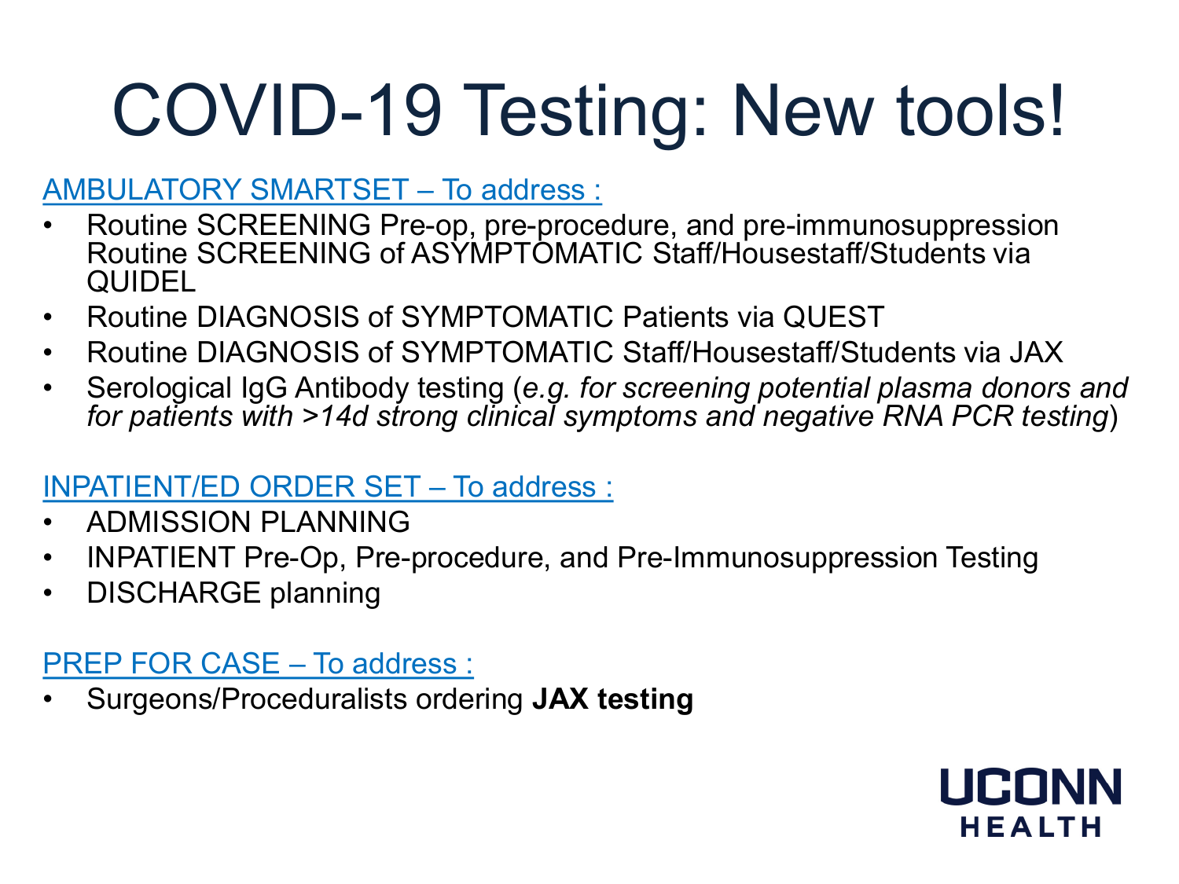# COVID-19 Testing: New tools!

AMBULATORY SMARTSET – To address :

- Routine SCREENING Pre-op, pre-procedure, and pre-immunosuppression Routine SCREENING of ASYMPTOMATIC Staff/Housestaff/Students via QUIDEL
- Routine DIAGNOSIS of SYMPTOMATIC Patients via QUEST
- Routine DIAGNOSIS of SYMPTOMATIC Staff/Housestaff/Students via JAX
- Serological IgG Antibody testing (*e.g. for screening potential plasma donors and for patients with >14d strong clinical symptoms and negative RNA PCR testing*)

INPATIENT/ED ORDER SET – To address :

- ADMISSION PLANNING
- INPATIENT Pre-Op, Pre-procedure, and Pre-Immunosuppression Testing
- DISCHARGE planning

PREP FOR CASE – To address :

- Surgeons/Proceduralists ordering **JAX testing**

UCONN HEALTH